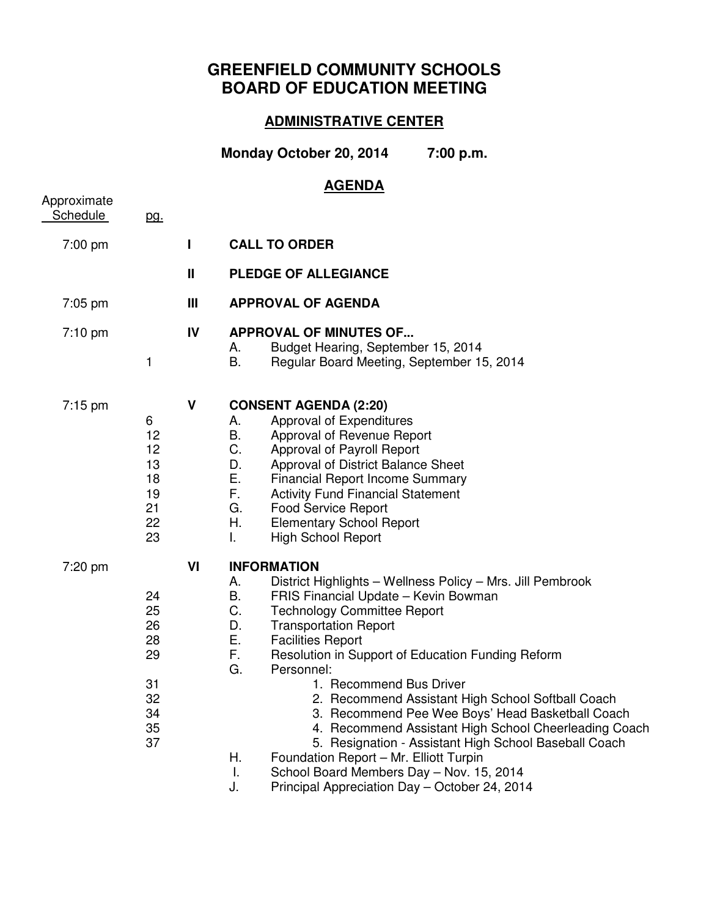# GREENFIELD COMMUNITY SCHOOLS
# BOARD OF EDUCATION MEETING

## ADMINISTRATIVE CENTER

**Monday October 20, 2014 7:00 p.m.**

## AGENDA

| Approximate Schedule | pg. | | |
|---|---|---|---|
| 7:00 pm | | I | **CALL TO ORDER** |
| | | II | **PLEDGE OF ALLEGIANCE** |
| 7:05 pm | | III | **APPROVAL OF AGENDA** |
| 7:10 pm | | IV | **APPROVAL OF MINUTES OF...** |
| | | | A. Budget Hearing, September 15, 2014 |
| | 1 | | B. Regular Board Meeting, September 15, 2014 |
| 7:15 pm | | V | **CONSENT AGENDA (2:20)** |
| | 6 | | A. Approval of Expenditures |
| | 12 | | B. Approval of Revenue Report |
| | 12 | | C. Approval of Payroll Report |
| | 13 | | D. Approval of District Balance Sheet |
| | 18 | | E. Financial Report Income Summary |
| | 19 | | F. Activity Fund Financial Statement |
| | 21 | | G. Food Service Report |
| | 22 | | H. Elementary School Report |
| | 23 | | I. High School Report |
| 7:20 pm | | VI | **INFORMATION** |
| | | | A. District Highlights – Wellness Policy – Mrs. Jill Pembrook |
| | 24 | | B. FRIS Financial Update – Kevin Bowman |
| | 25 | | C. Technology Committee Report |
| | 26 | | D. Transportation Report |
| | 28 | | E. Facilities Report |
| | 29 | | F. Resolution in Support of Education Funding Reform |
| | | | G. Personnel: |
| | 31 | | 1. Recommend Bus Driver |
| | 32 | | 2. Recommend Assistant High School Softball Coach |
| | 34 | | 3. Recommend Pee Wee Boys' Head Basketball Coach |
| | 35 | | 4. Recommend Assistant High School Cheerleading Coach |
| | 37 | | 5. Resignation - Assistant High School Baseball Coach |
| | | | H. Foundation Report – Mr. Elliott Turpin |
| | | | I. School Board Members Day – Nov. 15, 2014 |
| | | | J. Principal Appreciation Day – October 24, 2014 |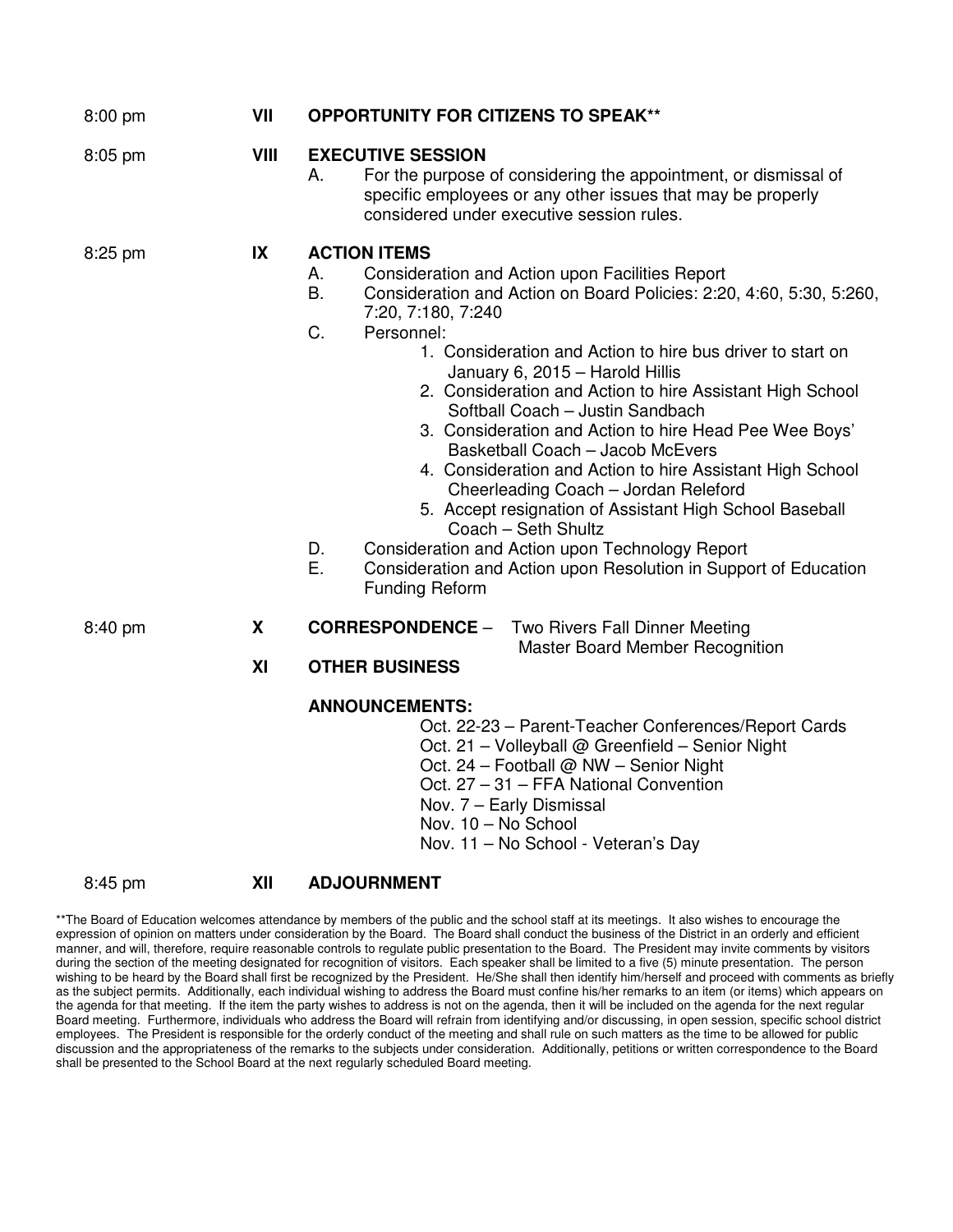8:00 pm **VII** **OPPORTUNITY FOR CITIZENS TO SPEAK****

8:05 pm **VIII** **EXECUTIVE SESSION**

A. For the purpose of considering the appointment, or dismissal of specific employees or any other issues that may be properly considered under executive session rules.

8:25 pm **IX** **ACTION ITEMS**

A. Consideration and Action upon Facilities Report
B. Consideration and Action on Board Policies: 2:20, 4:60, 5:30, 5:260, 7:20, 7:180, 7:240
C. Personnel:
   1. Consideration and Action to hire bus driver to start on January 6, 2015 – Harold Hillis
   2. Consideration and Action to hire Assistant High School Softball Coach – Justin Sandbach
   3. Consideration and Action to hire Head Pee Wee Boys' Basketball Coach – Jacob McEvers
   4. Consideration and Action to hire Assistant High School Cheerleading Coach – Jordan Releford
   5. Accept resignation of Assistant High School Baseball Coach – Seth Shultz
D. Consideration and Action upon Technology Report
E. Consideration and Action upon Resolution in Support of Education Funding Reform

8:40 pm **X** **CORRESPONDENCE** – Two Rivers Fall Dinner Meeting
Master Board Member Recognition

**XI** **OTHER BUSINESS**

**ANNOUNCEMENTS:**

Oct. 22-23 – Parent-Teacher Conferences/Report Cards
Oct. 21 – Volleyball @ Greenfield – Senior Night
Oct. 24 – Football @ NW – Senior Night
Oct. 27 – 31 – FFA National Convention
Nov. 7 – Early Dismissal
Nov. 10 – No School
Nov. 11 – No School - Veteran's Day

8:45 pm **XII** **ADJOURNMENT**

**The Board of Education welcomes attendance by members of the public and the school staff at its meetings. It also wishes to encourage the expression of opinion on matters under consideration by the Board. The Board shall conduct the business of the District in an orderly and efficient manner, and will, therefore, require reasonable controls to regulate public presentation to the Board. The President may invite comments by visitors during the section of the meeting designated for recognition of visitors. Each speaker shall be limited to a five (5) minute presentation. The person wishing to be heard by the Board shall first be recognized by the President. He/She shall then identify him/herself and proceed with comments as briefly as the subject permits. Additionally, each individual wishing to address the Board must confine his/her remarks to an item (or items) which appears on the agenda for that meeting. If the item the party wishes to address is not on the agenda, then it will be included on the agenda for the next regular Board meeting. Furthermore, individuals who address the Board will refrain from identifying and/or discussing, in open session, specific school district employees. The President is responsible for the orderly conduct of the meeting and shall rule on such matters as the time to be allowed for public discussion and the appropriateness of the remarks to the subjects under consideration. Additionally, petitions or written correspondence to the Board shall be presented to the School Board at the next regularly scheduled Board meeting.